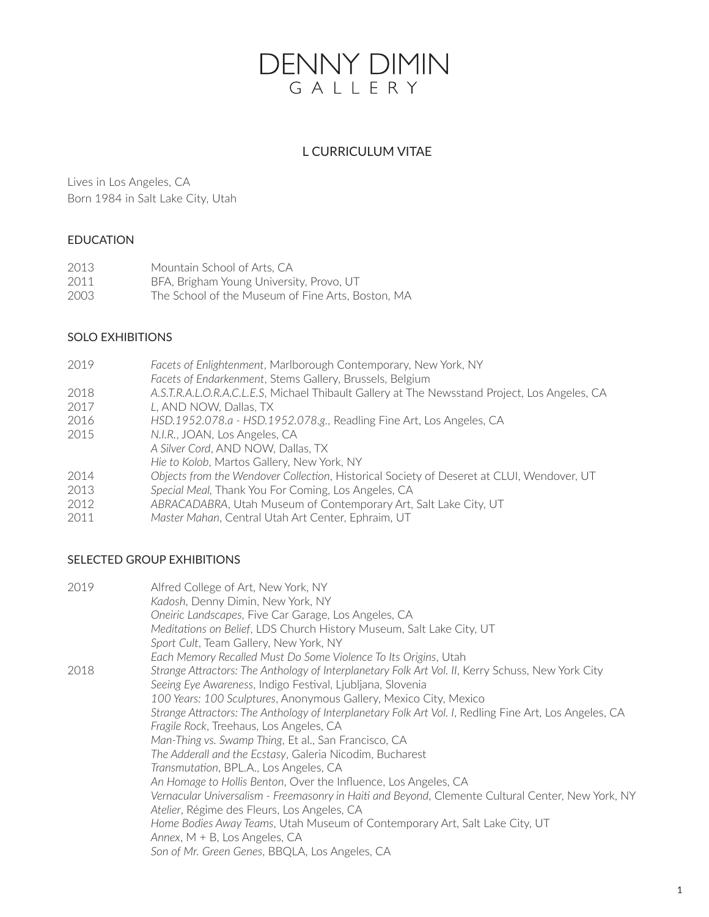# DENNY DIMIN GALLERY

## L CURRICULUM VITAE

Lives in Los Angeles, CA
Born 1984 in Salt Lake City, Utah

### EDUCATION

2013 Mountain School of Arts, CA
2011 BFA, Brigham Young University, Provo, UT
2003 The School of the Museum of Fine Arts, Boston, MA

### SOLO EXHIBITIONS

2019 *Facets of Enlightenment*, Marlborough Contemporary, New York, NY
*Facets of Endarkenment*, Stems Gallery, Brussels, Belgium
2018 *A.S.T.R.A.L.O.R.A.C.L.E.S*, Michael Thibault Gallery at The Newsstand Project, Los Angeles, CA
2017 *L*, AND NOW, Dallas, TX
2016 *HSD.1952.078.a - HSD.1952.078.g.*, Readling Fine Art, Los Angeles, CA
2015 *N.I.R.*, JOAN, Los Angeles, CA
*A Silver Cord*, AND NOW, Dallas, TX
*Hie to Kolob*, Martos Gallery, New York, NY
2014 *Objects from the Wendover Collection*, Historical Society of Deseret at CLUI, Wendover, UT
2013 *Special Meal*, Thank You For Coming, Los Angeles, CA
2012 *ABRACADABRA*, Utah Museum of Contemporary Art, Salt Lake City, UT
2011 *Master Mahan*, Central Utah Art Center, Ephraim, UT

### SELECTED GROUP EXHIBITIONS

2019 Alfred College of Art, New York, NY
*Kadosh*, Denny Dimin, New York, NY
*Oneiric Landscapes*, Five Car Garage, Los Angeles, CA
*Meditations on Belief*, LDS Church History Museum, Salt Lake City, UT
*Sport Cult*, Team Gallery, New York, NY
*Each Memory Recalled Must Do Some Violence To Its Origins*, Utah
2018 *Strange Attractors: The Anthology of Interplanetary Folk Art Vol. II*, Kerry Schuss, New York City
*Seeing Eye Awareness*, Indigo Festival, Ljubljana, Slovenia
*100 Years: 100 Sculptures*, Anonymous Gallery, Mexico City, Mexico
*Strange Attractors: The Anthology of Interplanetary Folk Art Vol. I*, Redling Fine Art, Los Angeles, CA
*Fragile Rock*, Treehaus, Los Angeles, CA
*Man-Thing vs. Swamp Thing*, Et al., San Francisco, CA
*The Adderall and the Ecstasy*, Galeria Nicodim, Bucharest
*Transmutation*, BPL.A., Los Angeles, CA
*An Homage to Hollis Benton*, Over the Influence, Los Angeles, CA
*Vernacular Universalism - Freemasonry in Haiti and Beyond*, Clemente Cultural Center, New York, NY
*Atelier*, Régime des Fleurs, Los Angeles, CA
*Home Bodies Away Teams*, Utah Museum of Contemporary Art, Salt Lake City, UT
*Annex*, M + B, Los Angeles, CA
*Son of Mr. Green Genes*, BBQLA, Los Angeles, CA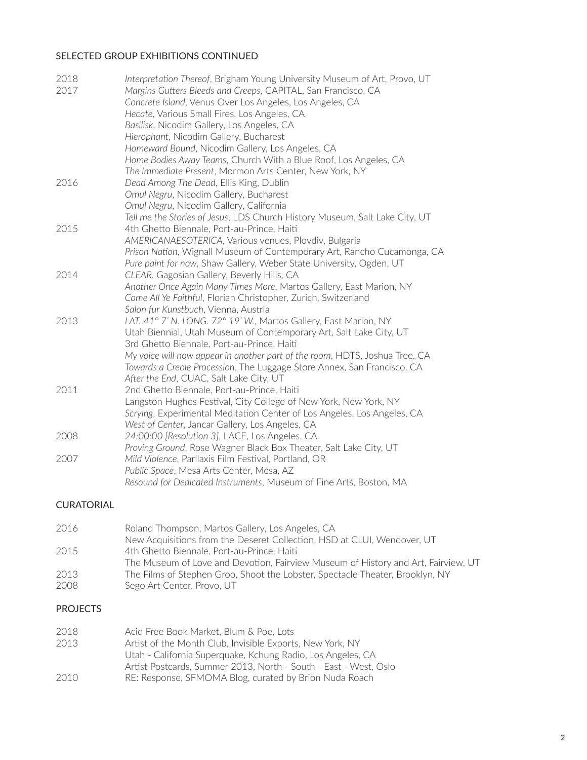## SELECTED GROUP EXHIBITIONS CONTINUED

| | |
|---|---|
| 2018 | *Interpretation Thereof*, Brigham Young University Museum of Art, Provo, UT |
| 2017 | *Margins Gutters Bleeds and Creeps*, CAPITAL, San Francisco, CA |
| | *Concrete Island*, Venus Over Los Angeles, Los Angeles, CA |
| | *Hecate*, Various Small Fires, Los Angeles, CA |
| | *Basilisk*, Nicodim Gallery, Los Angeles, CA |
| | *Hierophant*, Nicodim Gallery, Bucharest |
| | *Homeward Bound*, Nicodim Gallery, Los Angeles, CA |
| | *Home Bodies Away Teams*, Church With a Blue Roof, Los Angeles, CA |
| | *The Immediate Present*, Mormon Arts Center, New York, NY |
| 2016 | *Dead Among The Dead*, Ellis King, Dublin |
| | *Omul Negru*, Nicodim Gallery, Bucharest |
| | *Omul Negru*, Nicodim Gallery, California |
| | *Tell me the Stories of Jesus*, LDS Church History Museum, Salt Lake City, UT |
| 2015 | 4th Ghetto Biennale, Port-au-Prince, Haiti |
| | *AMERICANAESOTERICA*, Various venues, Plovdiv, Bulgaria |
| | *Prison Nation*, Wignall Museum of Contemporary Art, Rancho Cucamonga, CA |
| | *Pure paint for now*, Shaw Gallery, Weber State University, Ogden, UT |
| 2014 | *CLEAR*, Gagosian Gallery, Beverly Hills, CA |
| | *Another Once Again Many Times More*, Martos Gallery, East Marion, NY |
| | *Come All Ye Faithful*, Florian Christopher, Zurich, Switzerland |
| | *Salon fur Kunstbuch*, Vienna, Austria |
| 2013 | *LAT. 41° 7' N. LONG. 72° 19' W.*, Martos Gallery, East Marion, NY |
| | Utah Biennial, Utah Museum of Contemporary Art, Salt Lake City, UT |
| | 3rd Ghetto Biennale, Port-au-Prince, Haiti |
| | *My voice will now appear in another part of the room*, HDTS, Joshua Tree, CA |
| | *Towards a Creole Procession*, The Luggage Store Annex, San Francisco, CA |
| | *After the End*, CUAC, Salt Lake City, UT |
| 2011 | 2nd Ghetto Biennale, Port-au-Prince, Haiti |
| | Langston Hughes Festival, City College of New York, New York, NY |
| | *Scrying*, Experimental Meditation Center of Los Angeles, Los Angeles, CA |
| | *West of Center*, Jancar Gallery, Los Angeles, CA |
| 2008 | *24:00:00 [Resolution 3]*, LACE, Los Angeles, CA |
| | *Proving Ground*, Rose Wagner Black Box Theater, Salt Lake City, UT |
| 2007 | *Mild Violence*, Parllaxis Film Festival, Portland, OR |
| | *Public Space*, Mesa Arts Center, Mesa, AZ |
| | *Resound for Dedicated Instruments*, Museum of Fine Arts, Boston, MA |

## CURATORIAL

| | |
|---|---|
| 2016 | Roland Thompson, Martos Gallery, Los Angeles, CA |
| | New Acquisitions from the Deseret Collection, HSD at CLUI, Wendover, UT |
| 2015 | 4th Ghetto Biennale, Port-au-Prince, Haiti |
| | The Museum of Love and Devotion, Fairview Museum of History and Art, Fairview, UT |
| 2013 | The Films of Stephen Groo, Shoot the Lobster, Spectacle Theater, Brooklyn, NY |
| 2008 | Sego Art Center, Provo, UT |

## PROJECTS

| | |
|---|---|
| 2018 | Acid Free Book Market, Blum & Poe, Lots |
| 2013 | Artist of the Month Club, Invisible Exports, New York, NY |
| | Utah - California Superquake, Kchung Radio, Los Angeles, CA |
| | Artist Postcards, Summer 2013, North - South - East - West, Oslo |
| 2010 | RE: Response, SFMOMA Blog, curated by Brion Nuda Roach |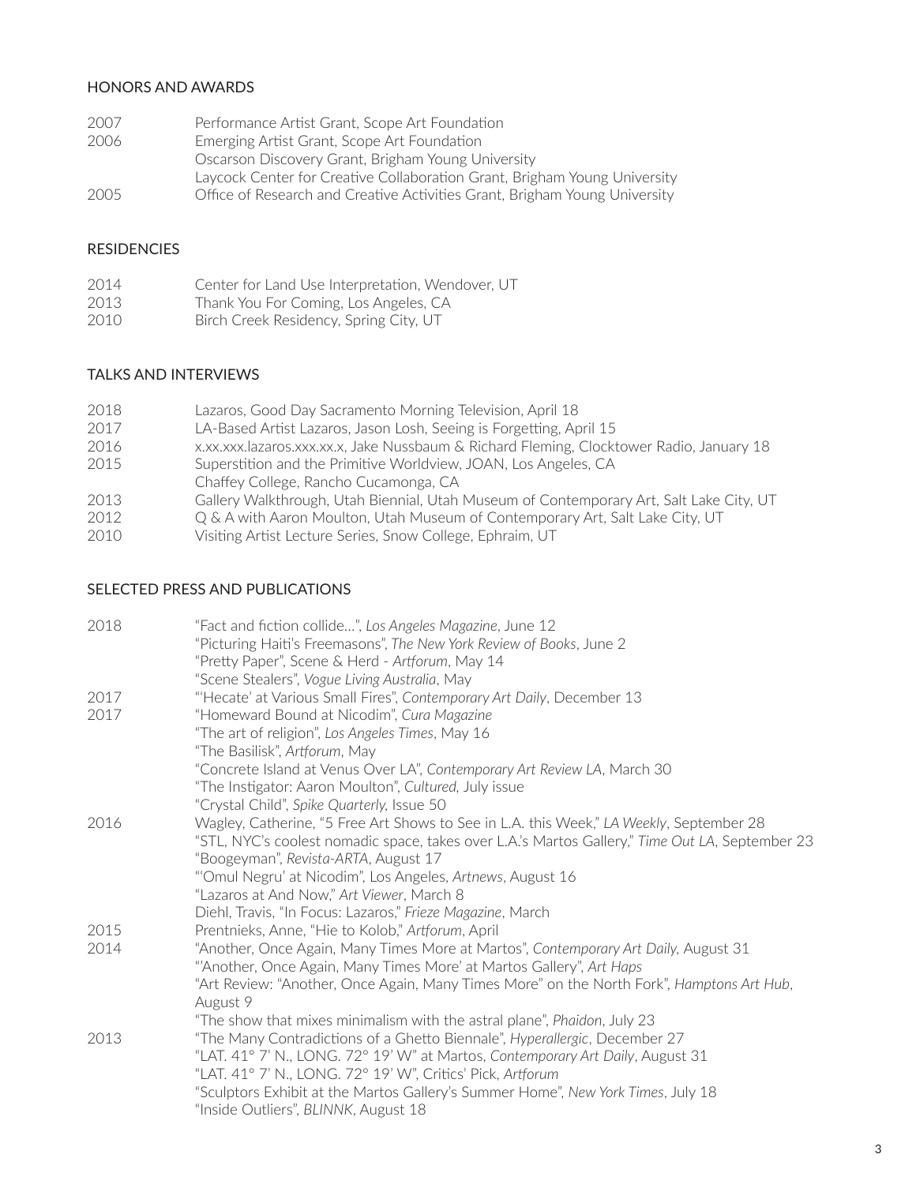## HONORS AND AWARDS

| | |
|---|---|
| 2007 | Performance Artist Grant, Scope Art Foundation |
| 2006 | Emerging Artist Grant, Scope Art Foundation |
| | Oscarson Discovery Grant, Brigham Young University |
| | Laycock Center for Creative Collaboration Grant, Brigham Young University |
| 2005 | Office of Research and Creative Activities Grant, Brigham Young University |

## RESIDENCIES

| | |
|---|---|
| 2014 | Center for Land Use Interpretation, Wendover, UT |
| 2013 | Thank You For Coming, Los Angeles, CA |
| 2010 | Birch Creek Residency, Spring City, UT |

## TALKS AND INTERVIEWS

| | |
|---|---|
| 2018 | Lazaros, Good Day Sacramento Morning Television, April 18 |
| 2017 | LA-Based Artist Lazaros, Jason Losh, Seeing is Forgetting, April 15 |
| 2016 | x.xx.xxx.lazaros.xxx.xx.x, Jake Nussbaum & Richard Fleming, Clocktower Radio, January 18 |
| 2015 | Superstition and the Primitive Worldview, JOAN, Los Angeles, CA |
| | Chaffey College, Rancho Cucamonga, CA |
| 2013 | Gallery Walkthrough, Utah Biennial, Utah Museum of Contemporary Art, Salt Lake City, UT |
| 2012 | Q & A with Aaron Moulton, Utah Museum of Contemporary Art, Salt Lake City, UT |
| 2010 | Visiting Artist Lecture Series, Snow College, Ephraim, UT |

## SELECTED PRESS AND PUBLICATIONS

| | |
|---|---|
| 2018 | "Fact and fiction collide…", *Los Angeles Magazine*, June 12 |
| | "Picturing Haiti's Freemasons", *The New York Review of Books*, June 2 |
| | "Pretty Paper", Scene & Herd - *Artforum*, May 14 |
| | "Scene Stealers", *Vogue Living Australia*, May |
| 2017 | "'Hecate' at Various Small Fires", *Contemporary Art Daily*, December 13 |
| 2017 | "Homeward Bound at Nicodim", *Cura Magazine* |
| | "The art of religion", *Los Angeles Times*, May 16 |
| | "The Basilisk", *Artforum*, May |
| | "Concrete Island at Venus Over LA", *Contemporary Art Review LA*, March 30 |
| | "The Instigator: Aaron Moulton", *Cultured*, July issue |
| | "Crystal Child", *Spike Quarterly*, Issue 50 |
| 2016 | Wagley, Catherine, "5 Free Art Shows to See in L.A. this Week," *LA Weekly*, September 28 |
| | "STL, NYC's coolest nomadic space, takes over L.A.'s Martos Gallery," *Time Out LA*, September 23 |
| | "Boogeyman", *Revista-ARTA*, August 17 |
| | "'Omul Negru' at Nicodim", Los Angeles, *Artnews*, August 16 |
| | "Lazaros at And Now," *Art Viewer*, March 8 |
| | Diehl, Travis, "In Focus: Lazaros," *Frieze Magazine*, March |
| 2015 | Prentnieks, Anne, "Hie to Kolob," *Artforum*, April |
| 2014 | "Another, Once Again, Many Times More at Martos", *Contemporary Art Daily*, August 31 |
| | "'Another, Once Again, Many Times More' at Martos Gallery", *Art Haps* |
| | "Art Review: "Another, Once Again, Many Times More" on the North Fork", *Hamptons Art Hub*, August 9 |
| | "The show that mixes minimalism with the astral plane", *Phaidon*, July 23 |
| 2013 | "The Many Contradictions of a Ghetto Biennale", *Hyperallergic*, December 27 |
| | "LAT. 41° 7' N., LONG. 72° 19' W" at Martos, *Contemporary Art Daily*, August 31 |
| | "LAT. 41° 7' N., LONG. 72° 19' W", Critics' Pick, *Artforum* |
| | "Sculptors Exhibit at the Martos Gallery's Summer Home", *New York Times*, July 18 |
| | "Inside Outliers", *BLINNK*, August 18 |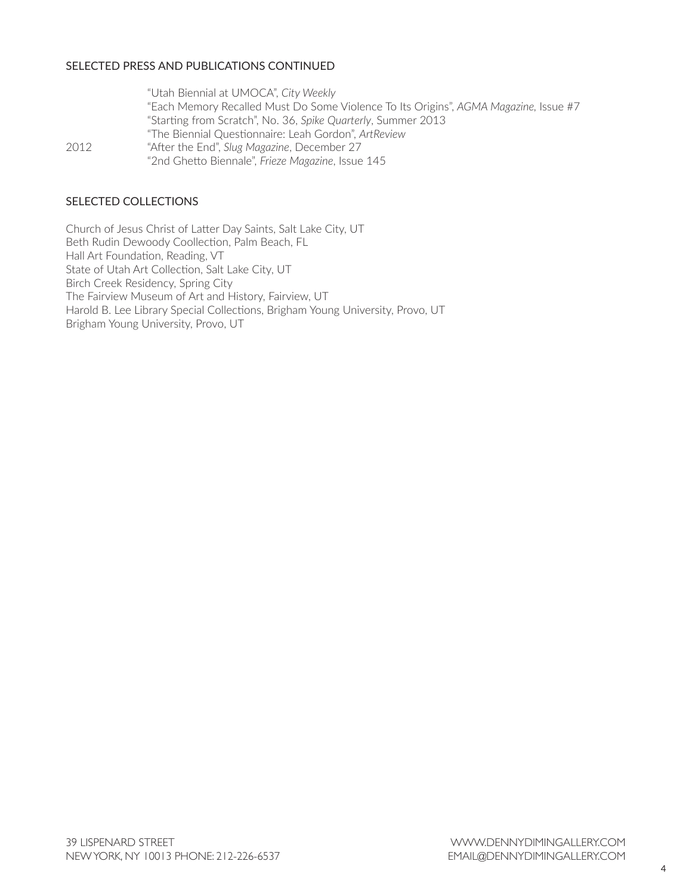## SELECTED PRESS AND PUBLICATIONS CONTINUED

| | |
|---|---|
| | "Utah Biennial at UMOCA", *City Weekly* |
| | "Each Memory Recalled Must Do Some Violence To Its Origins", *AGMA Magazine*, Issue #7 |
| | "Starting from Scratch", No. 36, *Spike Quarterly*, Summer 2013 |
| | "The Biennial Questionnaire: Leah Gordon", *ArtReview* |
| 2012 | "After the End", *Slug Magazine*, December 27 |
| | "2nd Ghetto Biennale", *Frieze Magazine*, Issue 145 |

## SELECTED COLLECTIONS

Church of Jesus Christ of Latter Day Saints, Salt Lake City, UT
Beth Rudin Dewoody Coollection, Palm Beach, FL
Hall Art Foundation, Reading, VT
State of Utah Art Collection, Salt Lake City, UT
Birch Creek Residency, Spring City
The Fairview Museum of Art and History, Fairview, UT
Harold B. Lee Library Special Collections, Brigham Young University, Provo, UT
Brigham Young University, Provo, UT

39 LISPENARD STREET
NEW YORK, NY 10013 PHONE: 212-226-6537

WWW.DENNYDIMINGALLERY.COM
EMAIL@DENNYDIMINGALLERY.COM